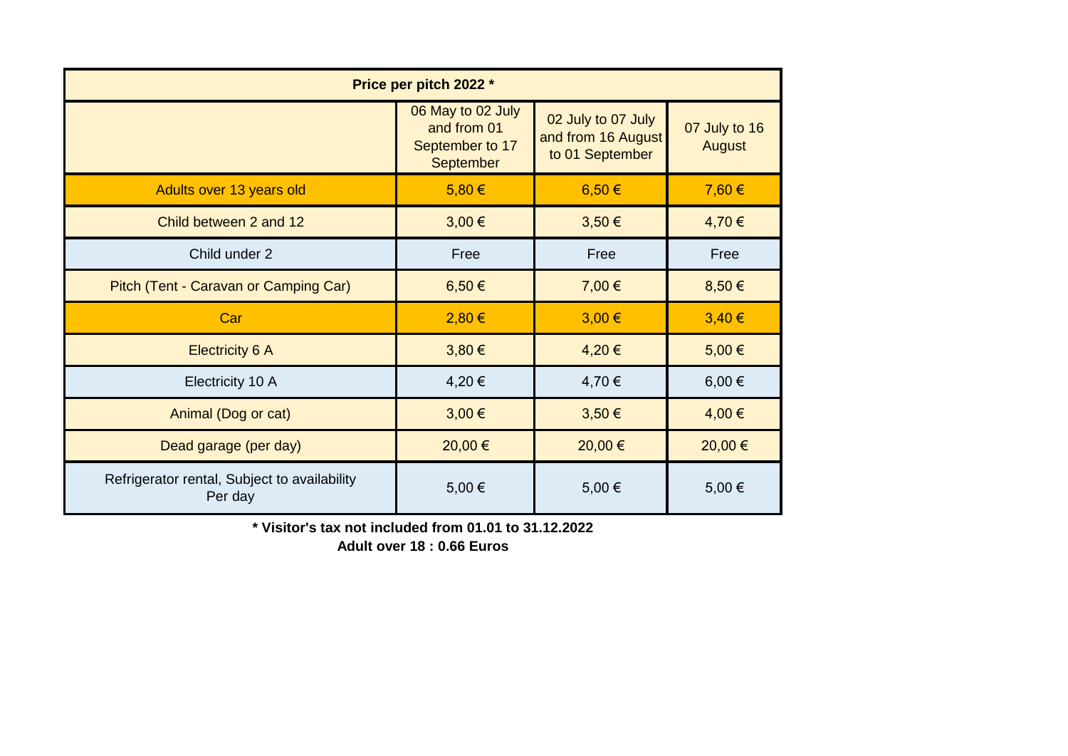| Price per pitch 2022 * | | | |
|---|---|---|---|
| | 06 May to 02 July and from 01 September to 17 September | 02 July to 07 July and from 16 August to 01 September | 07 July to 16 August |
| Adults over 13 years old | 5,80 € | 6,50 € | 7,60 € |
| Child between 2 and 12 | 3,00 € | 3,50 € | 4,70 € |
| Child under 2 | Free | Free | Free |
| Pitch (Tent - Caravan or Camping Car) | 6,50 € | 7,00 € | 8,50 € |
| Car | 2,80 € | 3,00 € | 3,40 € |
| Electricity 6 A | 3,80 € | 4,20 € | 5,00 € |
| Electricity 10 A | 4,20 € | 4,70 € | 6,00 € |
| Animal (Dog or cat) | 3,00 € | 3,50 € | 4,00 € |
| Dead garage (per day) | 20,00 € | 20,00 € | 20,00 € |
| Refrigerator rental, Subject to availability Per day | 5,00 € | 5,00 € | 5,00 € |

**\* Visitor's tax not included from 01.01 to 31.12.2022**

**Adult over 18 : 0.66 Euros**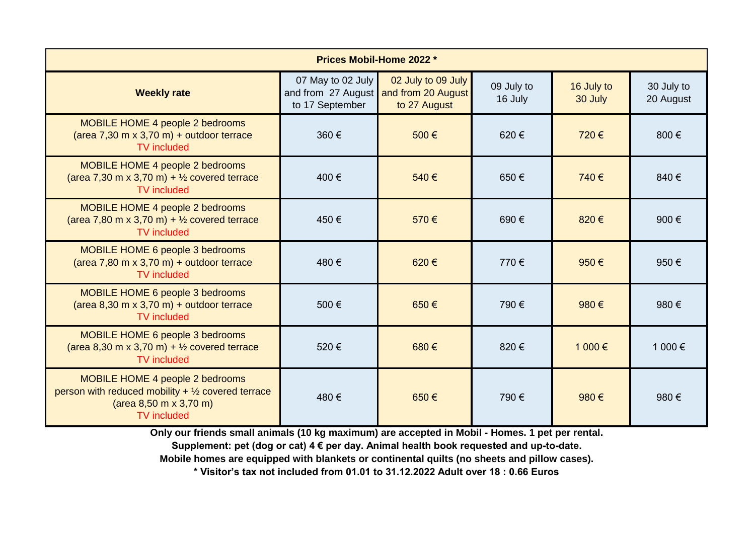| Prices Mobil-Home 2022 * | | | | | |
|---|---|---|---|---|---|
| **Weekly rate** | 07 May to 02 July and from 27 August to 17 September | 02 July to 09 July and from 20 August to 27 August | 09 July to 16 July | 16 July to 30 July | 30 July to 20 August |
| MOBILE HOME 4 people 2 bedrooms (area 7,30 m x 3,70 m) + outdoor terrace TV included | 360 € | 500 € | 620 € | 720 € | 800 € |
| MOBILE HOME 4 people 2 bedrooms (area 7,30 m x 3,70 m) + ½ covered terrace TV included | 400 € | 540 € | 650 € | 740 € | 840 € |
| MOBILE HOME 4 people 2 bedrooms (area 7,80 m x 3,70 m) + ½ covered terrace TV included | 450 € | 570 € | 690 € | 820 € | 900 € |
| MOBILE HOME 6 people 3 bedrooms (area 7,80 m x 3,70 m) + outdoor terrace TV included | 480 € | 620 € | 770 € | 950 € | 950 € |
| MOBILE HOME 6 people 3 bedrooms (area 8,30 m x 3,70 m) + outdoor terrace TV included | 500 € | 650 € | 790 € | 980 € | 980 € |
| MOBILE HOME 6 people 3 bedrooms (area 8,30 m x 3,70 m) + ½ covered terrace TV included | 520 € | 680 € | 820 € | 1 000 € | 1 000 € |
| MOBILE HOME 4 people 2 bedrooms person with reduced mobility + ½ covered terrace (area 8,50 m x 3,70 m) TV included | 480 € | 650 € | 790 € | 980 € | 980 € |

**Only our friends small animals (10 kg maximum) are accepted in Mobil - Homes. 1 pet per rental.**

**Supplement: pet (dog or cat) 4 € per day. Animal health book requested and up-to-date.**

**Mobile homes are equipped with blankets or continental quilts (no sheets and pillow cases).**

**\* Visitor's tax not included from 01.01 to 31.12.2022 Adult over 18 : 0.66 Euros**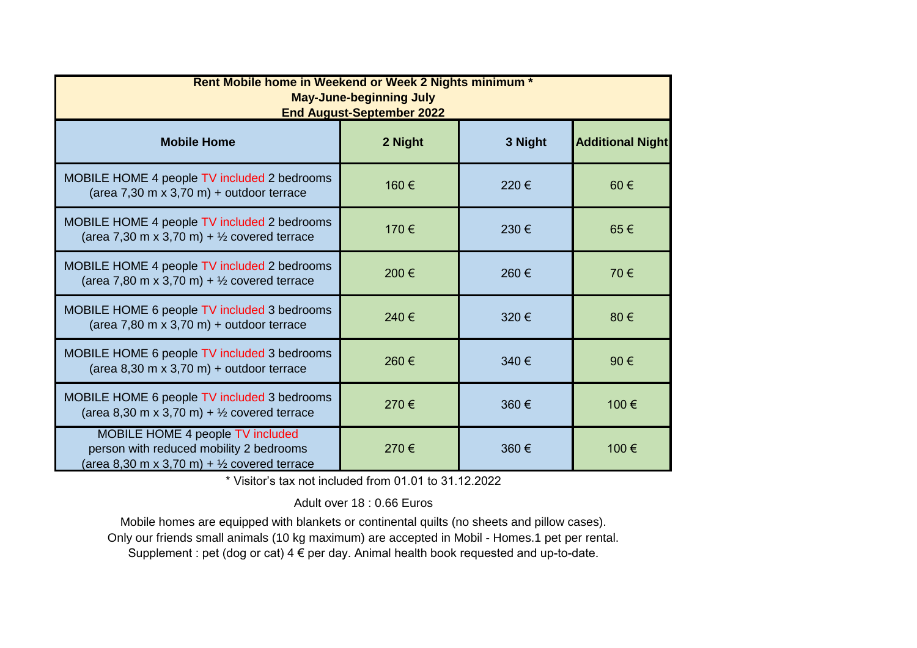| Rent Mobile home in Weekend or Week 2 Nights minimum *<br>May-June-beginning July<br>End August-September 2022 | | | |
|---|---|---|---|
| **Mobile Home** | **2 Night** | **3 Night** | **Additional Night** |
| MOBILE HOME 4 people TV included 2 bedrooms (area 7,30 m x 3,70 m) + outdoor terrace | 160 € | 220 € | 60 € |
| MOBILE HOME 4 people TV included 2 bedrooms (area 7,30 m x 3,70 m) + ½ covered terrace | 170 € | 230 € | 65 € |
| MOBILE HOME 4 people TV included 2 bedrooms (area 7,80 m x 3,70 m) + ½ covered terrace | 200 € | 260 € | 70 € |
| MOBILE HOME 6 people TV included 3 bedrooms (area 7,80 m x 3,70 m) + outdoor terrace | 240 € | 320 € | 80 € |
| MOBILE HOME 6 people TV included 3 bedrooms (area 8,30 m x 3,70 m) + outdoor terrace | 260 € | 340 € | 90 € |
| MOBILE HOME 6 people TV included 3 bedrooms (area 8,30 m x 3,70 m) + ½ covered terrace | 270 € | 360 € | 100 € |
| MOBILE HOME 4 people TV included person with reduced mobility 2 bedrooms (area 8,30 m x 3,70 m) + ½ covered terrace | 270 € | 360 € | 100 € |

* Visitor's tax not included from 01.01 to 31.12.2022

Adult over 18 : 0.66 Euros

Mobile homes are equipped with blankets or continental quilts (no sheets and pillow cases).
Only our friends small animals (10 kg maximum) are accepted in Mobil - Homes.1 pet per rental.
Supplement : pet (dog or cat) 4 € per day. Animal health book requested and up-to-date.